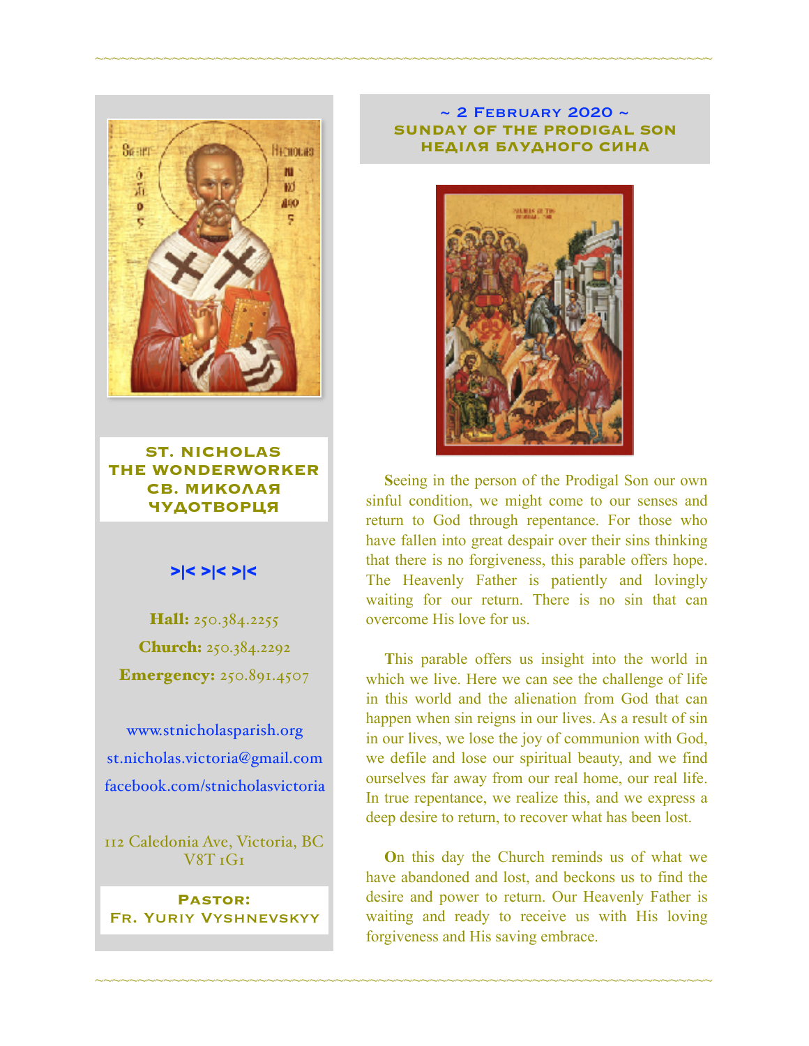**ST. NICHOLAS THE WONDERWORKER**
**СВ. МИКОЛАЯ ЧУДОТВОРЦЯ**

>|< >|< >|<

**Hall:** 250.384.2255

**Church:** 250.384.2292

**Emergency:** 250.891.4507

www.stnicholasparish.org

st.nicholas.victoria@gmail.com

facebook.com/stnicholasvictoria

112 Caledonia Ave, Victoria, BC V8T 1G1

**PASTOR:**
**FR. YURIY VYSHNEVSKYY**

## ~ 2 February 2020 ~
## SUNDAY OF THE PRODIGAL SON
## НЕДІЛЯ БЛУДНОГО СИНА

**S**eeing in the person of the Prodigal Son our own sinful condition, we might come to our senses and return to God through repentance. For those who have fallen into great despair over their sins thinking that there is no forgiveness, this parable offers hope. The Heavenly Father is patiently and lovingly waiting for our return. There is no sin that can overcome His love for us.

**T**his parable offers us insight into the world in which we live. Here we can see the challenge of life in this world and the alienation from God that can happen when sin reigns in our lives. As a result of sin in our lives, we lose the joy of communion with God, we defile and lose our spiritual beauty, and we find ourselves far away from our real home, our real life. In true repentance, we realize this, and we express a deep desire to return, to recover what has been lost.

**O**n this day the Church reminds us of what we have abandoned and lost, and beckons us to find the desire and power to return. Our Heavenly Father is waiting and ready to receive us with His loving forgiveness and His saving embrace.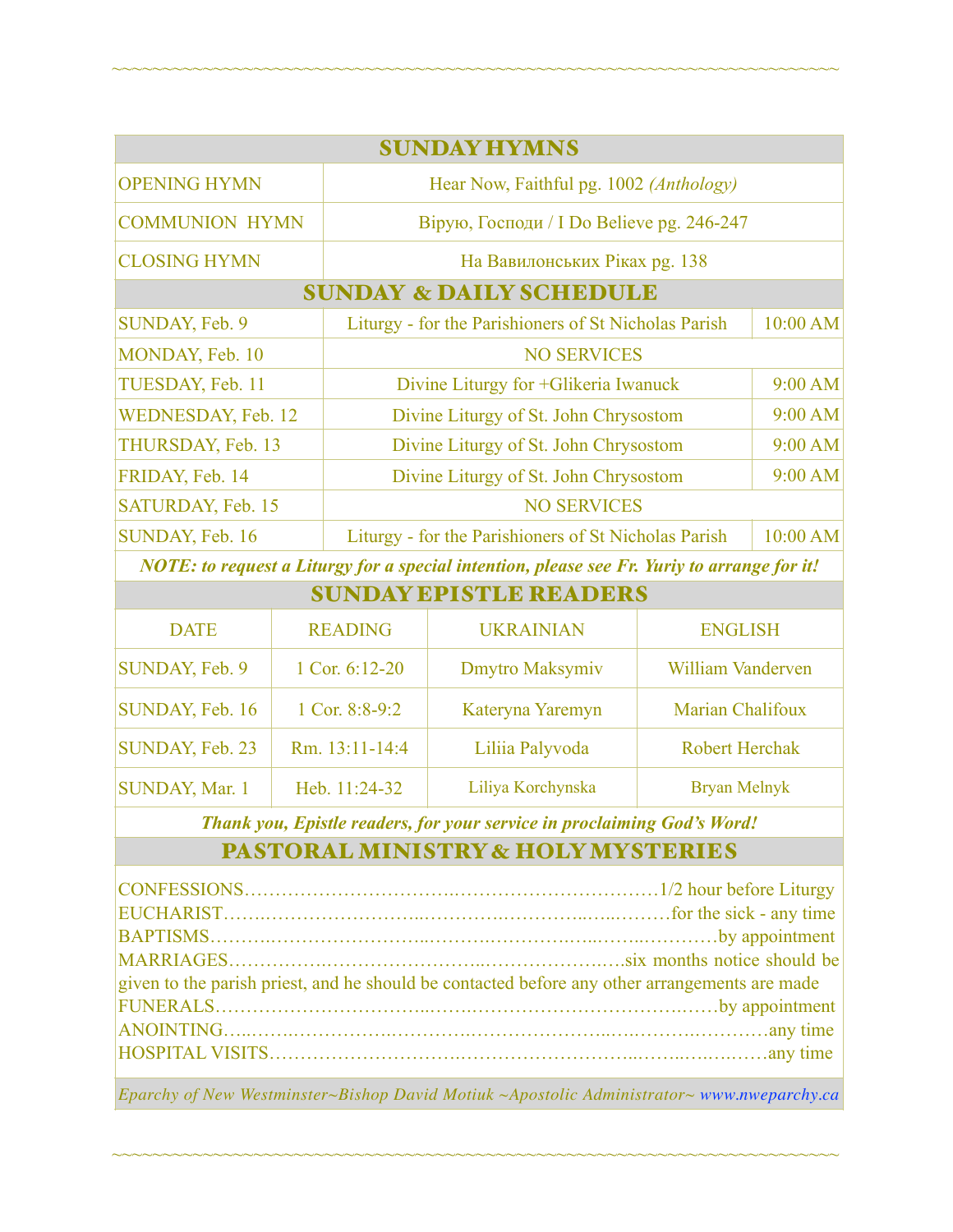## SUNDAY HYMNS

| | |
|---|---|
| OPENING HYMN | Hear Now, Faithful pg. 1002 *(Anthology)* |
| COMMUNION HYMN | Вірую, Господи / I Do Believe pg. 246-247 |
| CLOSING HYMN | На Вавилонських Ріках pg. 138 |

## SUNDAY & DAILY SCHEDULE

| | | |
|---|---|---|
| SUNDAY, Feb. 9 | Liturgy - for the Parishioners of St Nicholas Parish | 10:00 AM |
| MONDAY, Feb. 10 | NO SERVICES | |
| TUESDAY, Feb. 11 | Divine Liturgy for +Glikeria Iwanuck | 9:00 AM |
| WEDNESDAY, Feb. 12 | Divine Liturgy of St. John Chrysostom | 9:00 AM |
| THURSDAY, Feb. 13 | Divine Liturgy of St. John Chrysostom | 9:00 AM |
| FRIDAY, Feb. 14 | Divine Liturgy of St. John Chrysostom | 9:00 AM |
| SATURDAY, Feb. 15 | NO SERVICES | |
| SUNDAY, Feb. 16 | Liturgy - for the Parishioners of St Nicholas Parish | 10:00 AM |

***NOTE: to request a Liturgy for a special intention, please see Fr. Yuriy to arrange for it!***

## SUNDAY EPISTLE READERS

| DATE | READING | UKRAINIAN | ENGLISH |
|---|---|---|---|
| SUNDAY, Feb. 9 | 1 Cor. 6:12-20 | Dmytro Maksymiv | William Vanderven |
| SUNDAY, Feb. 16 | 1 Cor. 8:8-9:2 | Kateryna Yaremyn | Marian Chalifoux |
| SUNDAY, Feb. 23 | Rm. 13:11-14:4 | Liliia Palyvoda | Robert Herchak |
| SUNDAY, Mar. 1 | Heb. 11:24-32 | Liliya Korchynska | Bryan Melnyk |

***Thank you, Epistle readers, for your service in proclaiming God's Word!***

## PASTORAL MINISTRY & HOLY MYSTERIES

CONFESSIONS……………………………1/2 hour before Liturgy
EUCHARIST……………………………for the sick - any time
BAPTISMS……………………………by appointment
MARRIAGES……………………………six months notice should be given to the parish priest, and he should be contacted before any other arrangements are made
FUNERALS……………………………by appointment
ANOINTING……………………………any time
HOSPITAL VISITS……………………………any time

*Eparchy of New Westminster~Bishop David Motiuk ~Apostolic Administrator~ www.nweparchy.ca*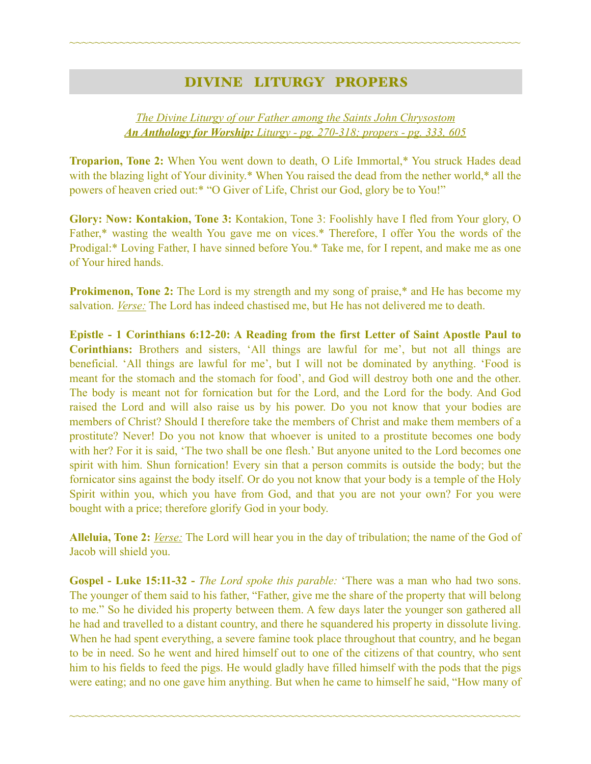## DIVINE LITURGY PROPERS

*The Divine Liturgy of our Father among the Saints John Chrysostom*
***An Anthology for Worship:** Liturgy - pg. 270-318; propers - pg. 333, 605*

**Troparion, Tone 2:** When You went down to death, O Life Immortal,* You struck Hades dead with the blazing light of Your divinity.* When You raised the dead from the nether world,* all the powers of heaven cried out:* "O Giver of Life, Christ our God, glory be to You!"

**Glory: Now: Kontakion, Tone 3:** Kontakion, Tone 3: Foolishly have I fled from Your glory, O Father,* wasting the wealth You gave me on vices.* Therefore, I offer You the words of the Prodigal:* Loving Father, I have sinned before You.* Take me, for I repent, and make me as one of Your hired hands.

**Prokimenon, Tone 2:** The Lord is my strength and my song of praise,* and He has become my salvation. *Verse:* The Lord has indeed chastised me, but He has not delivered me to death.

**Epistle - 1 Corinthians 6:12-20: A Reading from the first Letter of Saint Apostle Paul to Corinthians:** Brothers and sisters, 'All things are lawful for me', but not all things are beneficial. 'All things are lawful for me', but I will not be dominated by anything. 'Food is meant for the stomach and the stomach for food', and God will destroy both one and the other. The body is meant not for fornication but for the Lord, and the Lord for the body. And God raised the Lord and will also raise us by his power. Do you not know that your bodies are members of Christ? Should I therefore take the members of Christ and make them members of a prostitute? Never! Do you not know that whoever is united to a prostitute becomes one body with her? For it is said, 'The two shall be one flesh.' But anyone united to the Lord becomes one spirit with him. Shun fornication! Every sin that a person commits is outside the body; but the fornicator sins against the body itself. Or do you not know that your body is a temple of the Holy Spirit within you, which you have from God, and that you are not your own? For you were bought with a price; therefore glorify God in your body.

**Alleluia, Tone 2:** *Verse:* The Lord will hear you in the day of tribulation; the name of the God of Jacob will shield you.

**Gospel - Luke 15:11-32 -** *The Lord spoke this parable:* 'There was a man who had two sons. The younger of them said to his father, "Father, give me the share of the property that will belong to me." So he divided his property between them. A few days later the younger son gathered all he had and travelled to a distant country, and there he squandered his property in dissolute living. When he had spent everything, a severe famine took place throughout that country, and he began to be in need. So he went and hired himself out to one of the citizens of that country, who sent him to his fields to feed the pigs. He would gladly have filled himself with the pods that the pigs were eating; and no one gave him anything. But when he came to himself he said, "How many of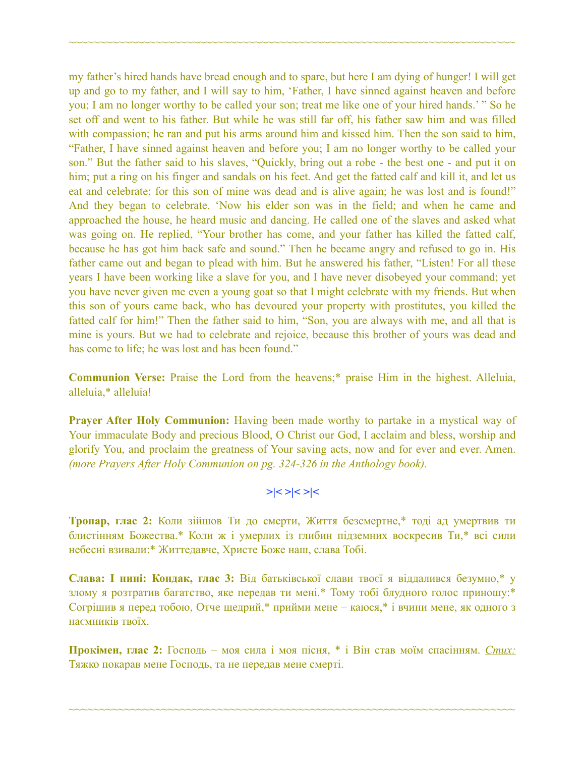my father's hired hands have bread enough and to spare, but here I am dying of hunger! I will get up and go to my father, and I will say to him, 'Father, I have sinned against heaven and before you; I am no longer worthy to be called your son; treat me like one of your hired hands.' " So he set off and went to his father. But while he was still far off, his father saw him and was filled with compassion; he ran and put his arms around him and kissed him. Then the son said to him, "Father, I have sinned against heaven and before you; I am no longer worthy to be called your son." But the father said to his slaves, "Quickly, bring out a robe - the best one - and put it on him; put a ring on his finger and sandals on his feet. And get the fatted calf and kill it, and let us eat and celebrate; for this son of mine was dead and is alive again; he was lost and is found!" And they began to celebrate. 'Now his elder son was in the field; and when he came and approached the house, he heard music and dancing. He called one of the slaves and asked what was going on. He replied, "Your brother has come, and your father has killed the fatted calf, because he has got him back safe and sound." Then he became angry and refused to go in. His father came out and began to plead with him. But he answered his father, "Listen! For all these years I have been working like a slave for you, and I have never disobeyed your command; yet you have never given me even a young goat so that I might celebrate with my friends. But when this son of yours came back, who has devoured your property with prostitutes, you killed the fatted calf for him!" Then the father said to him, "Son, you are always with me, and all that is mine is yours. But we had to celebrate and rejoice, because this brother of yours was dead and has come to life; he was lost and has been found."

**Communion Verse:** Praise the Lord from the heavens;* praise Him in the highest. Alleluia, alleluia,* alleluia!

**Prayer After Holy Communion:** Having been made worthy to partake in a mystical way of Your immaculate Body and precious Blood, O Christ our God, I acclaim and bless, worship and glorify You, and proclaim the greatness of Your saving acts, now and for ever and ever. Amen. *(more Prayers After Holy Communion on pg. 324-326 in the Anthology book).*

>|< >|< >|<

**Тропар, глас 2:** Коли зійшов Ти до смерти, Життя безсмертне,* тоді ад умертвив ти блистінням Божества.* Коли ж і умерлих із глибин підземних воскресив Ти,* всі сили небесні взивали:* Життедавче, Христе Боже наш, слава Тобі.

**Слава: І нині: Кондак, глас 3:** Від батьківської слави твоєї я віддалився безумно,* у злому я розтратив багатство, яке передав ти мені.* Тому тобі блудного голос приношу:* Согрішив я перед тобою, Отче щедрий,* прийми мене – каюся,* і вчини мене, як одного з наємників твоїх.

**Прокімен, глас 2:** Господь – моя сила і моя пісня, * і Він став моїм спасінням. *Стих:* Тяжко покарав мене Господь, та не передав мене смерті.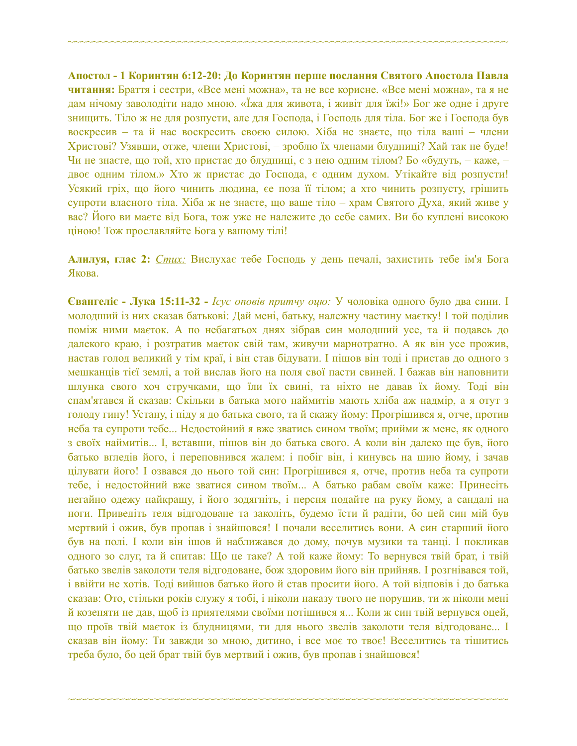~~~~~~~~~~~~~~~~~~~~~~~~~~~~~~~~~~~~~~~~~~~~~~~~~~~~~~~~~~~~~~~~~~~~~~~~~~~~~~~~

**Апостол - 1 Коринтян 6:12-20: До Коринтян перше послання Святого Апостола Павла читання:** Браття і сестри, «Все мені можна», та не все корисне. «Все мені можна», та я не дам нічому заволодіти надо мною. «Їжа для живота, і живіт для їжі!» Бог же одне і друге знищить. Тіло ж не для розпусти, але для Господа, і Господь для тіла. Бог же і Господа був воскресив – та й нас воскресить своєю силою. Хіба не знаєте, що тіла ваші – члени Христові? Узявши, отже, члени Христові, – зроблю їх членами блудниці? Хай так не буде! Чи не знаєте, що той, хто пристає до блудниці, є з нею одним тілом? Бо «будуть, – каже, – двоє одним тілом.» Хто ж пристає до Господа, є одним духом. Утікайте від розпусти! Усякий гріх, що його чинить людина, єе поза її тілом; а хто чинить розпусту, грішить супроти власного тіла. Хіба ж не знаєте, що ваше тіло – храм Святого Духа, який живе у вас? Його ви маєте від Бога, тож уже не належите до себе самих. Ви бо куплені високою ціною! Тож прославляйте Бога у вашому тілі!

**Алилуя, глас 2:** *Стих:* Вислухає тебе Господь у день печалі, захистить тебе ім'я Бога Якова.

**Євангеліє - Лука 15:11-32 -** *Ісус оповів притчу оцю:* У чоловіка одного було два сини. І молодший із них сказав батькові: Дай мені, батьку, належну частину маєтку! І той поділив поміж ними маєток. А по небагатьох днях зібрав син молодший усе, та й подавсь до далекого краю, і розтратив маєток свій там, живучи марнотратно. А як він усе прожив, настав голод великий у тім краї, і він став бідувати. І пішов він тоді і пристав до одного з мешканців тієї землі, а той вислав його на поля свої пасти свиней. І бажав він наповнити шлунка свого хоч стручками, що їли їх свині, та ніхто не давав їх йому. Тоді він спам'ятався й сказав: Скільки в батька мого наймитів мають хліба аж надмір, а я отут з голоду гину! Устану, і піду я до батька свого, та й скажу йому: Прогрішився я, отче, против неба та супроти тебе... Недостойний я вже зватись сином твоїм; прийми ж мене, як одного з своїх наймитів... І, вставши, пішов він до батька свого. А коли він далеко ще був, його батько вгледів його, і переповнився жалем: і побіг він, і кинувсь на шию йому, і зачав цілувати його! І озвався до нього той син: Прогрішився я, отче, против неба та супроти тебе, і недостойний вже зватися сином твоїм... А батько рабам своїм каже: Принесіть негайно одежу найкращу, і його зодягніть, і персня подайте на руку йому, а сандалі на ноги. Приведіть теля відгодоване та заколіть, будемо їсти й радіти, бо цей син мій був мертвий і ожив, був пропав і знайшовся! І почали веселитись вони. А син старший його був на полі. І коли він ішов й наближався до дому, почув музики та танці. І покликав одного зо слуг, та й спитав: Що це таке? А той каже йому: То вернувся твій брат, і твій батько звелів заколоти теля відгодоване, бож здоровим його він прийняв. І розгнівався той, і ввійти не хотів. Тоді вийшов батько його й став просити його. А той відповів і до батька сказав: Ото, стільки років служу я тобі, і ніколи наказу твого не порушив, ти ж ніколи мені й козеняти не дав, щоб із приятелями своїми потішився я... Коли ж син твій вернувся оцей, що проїв твій маєток із блудницями, ти для нього звелів заколоти теля відгодоване... І сказав він йому: Ти завжди зо мною, дитино, і все моє то твоє! Веселитись та тішитись треба було, бо цей брат твій був мертвий і ожив, був пропав і знайшовся!

~~~~~~~~~~~~~~~~~~~~~~~~~~~~~~~~~~~~~~~~~~~~~~~~~~~~~~~~~~~~~~~~~~~~~~~~~~~~~~~~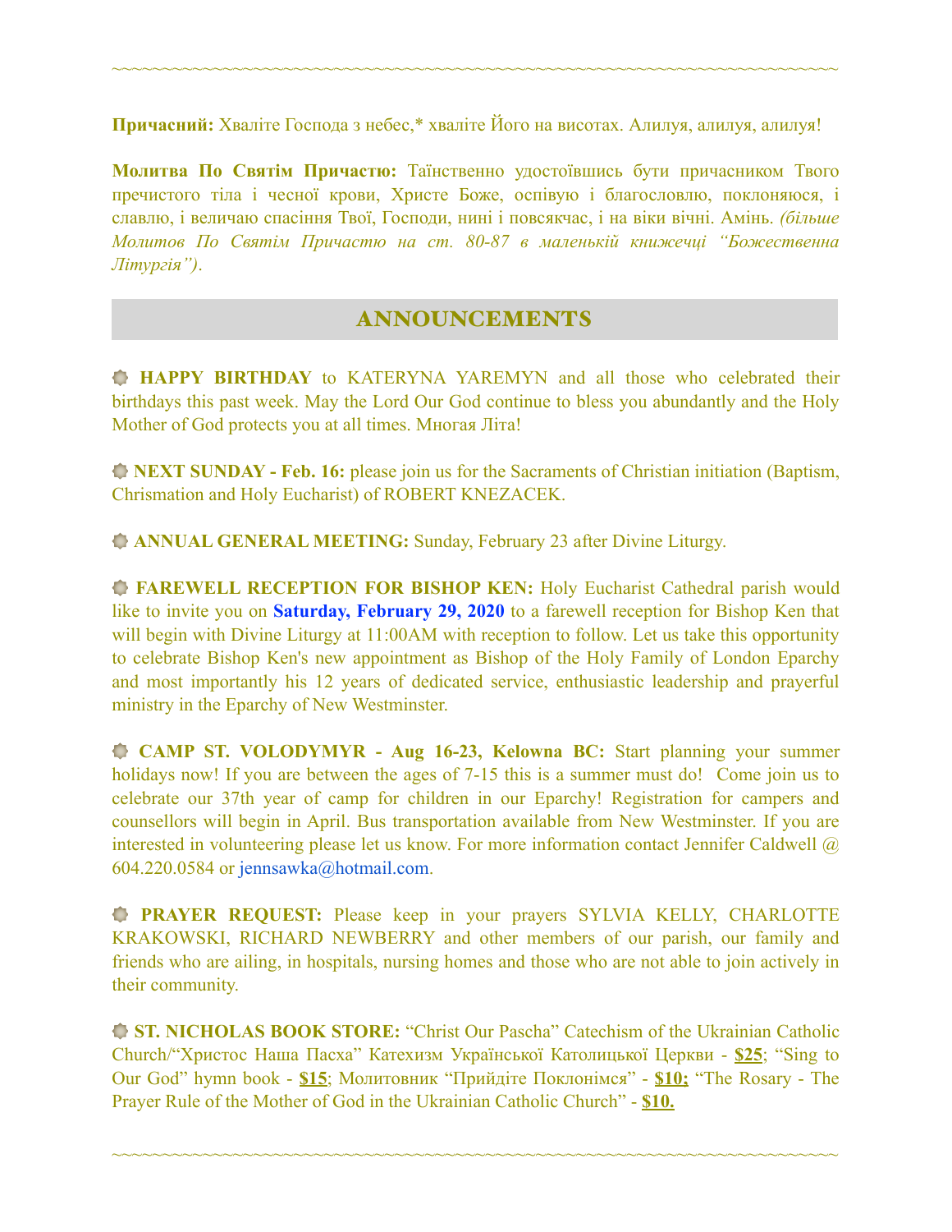~~~~~~~~~~~~~~~~~~~~~~~~~~~~~~~~~~~~~~~~~~~~~~~~~~~~~~~~~~~~~~~~~~~~~~~~

**Причасний:** Хваліте Господа з небес,* хваліте Його на висотах. Алилуя, алилуя, алилуя!

**Молитва По Святім Причастю:** Таїнственно удостоївшись бути причасником Твого пречистого тіла і чесної крови, Христе Боже, оспівую і благословлю, поклоняюся, і славлю, і величаю спасіння Твої, Господи, нині і повсякчас, і на віки вічні. Амінь. *(більше Молитов По Святім Причастю на ст. 80-87 в маленькій книжечці "Божественна Літургія")*.

## ANNOUNCEMENTS

**HAPPY BIRTHDAY** to KATERYNA YAREMYN and all those who celebrated their birthdays this past week. May the Lord Our God continue to bless you abundantly and the Holy Mother of God protects you at all times. Многая Літа!

**NEXT SUNDAY - Feb. 16:** please join us for the Sacraments of Christian initiation (Baptism, Chrismation and Holy Eucharist) of ROBERT KNEZACEK.

**ANNUAL GENERAL MEETING:** Sunday, February 23 after Divine Liturgy.

**FAREWELL RECEPTION FOR BISHOP KEN:** Holy Eucharist Cathedral parish would like to invite you on **Saturday, February 29, 2020** to a farewell reception for Bishop Ken that will begin with Divine Liturgy at 11:00AM with reception to follow. Let us take this opportunity to celebrate Bishop Ken's new appointment as Bishop of the Holy Family of London Eparchy and most importantly his 12 years of dedicated service, enthusiastic leadership and prayerful ministry in the Eparchy of New Westminster.

**CAMP ST. VOLODYMYR - Aug 16-23, Kelowna BC:** Start planning your summer holidays now! If you are between the ages of 7-15 this is a summer must do! Come join us to celebrate our 37th year of camp for children in our Eparchy! Registration for campers and counsellors will begin in April. Bus transportation available from New Westminster. If you are interested in volunteering please let us know. For more information contact Jennifer Caldwell @ 604.220.0584 or jennsawka@hotmail.com.

**PRAYER REQUEST:** Please keep in your prayers SYLVIA KELLY, CHARLOTTE KRAKOWSKI, RICHARD NEWBERRY and other members of our parish, our family and friends who are ailing, in hospitals, nursing homes and those who are not able to join actively in their community.

**ST. NICHOLAS BOOK STORE:** "Christ Our Pascha" Catechism of the Ukrainian Catholic Church/"Христос Наша Пасха" Катехизм Української Католицької Церкви - **$25**; "Sing to Our God" hymn book - **$15**; Молитовник "Прийдіте Поклонімся" - **$10;** "The Rosary - The Prayer Rule of the Mother of God in the Ukrainian Catholic Church" - **$10.**

~~~~~~~~~~~~~~~~~~~~~~~~~~~~~~~~~~~~~~~~~~~~~~~~~~~~~~~~~~~~~~~~~~~~~~~~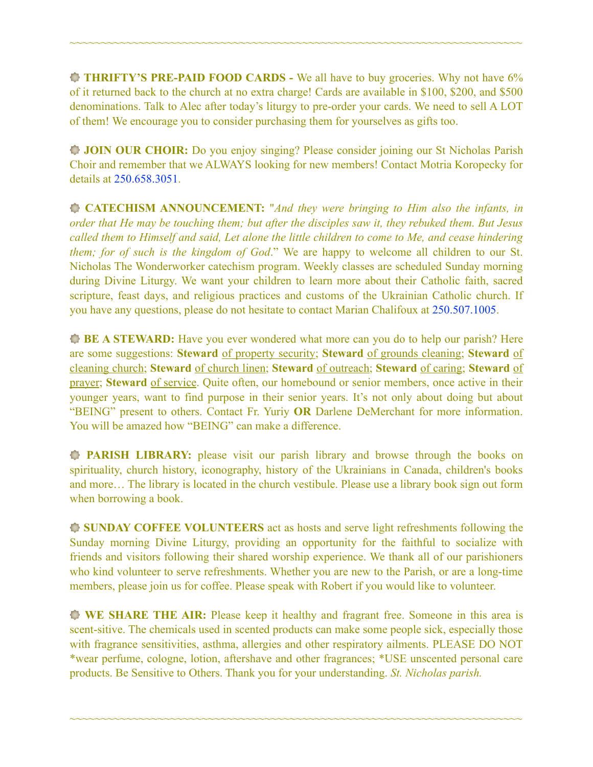~~~~~~~~~~~~~~~~~~~~~~~~~~~~~~~~~~~~~~~~~~~~~~~~~~~~~~~~~~~~~~~~~~~~~~~~

**THRIFTY'S PRE-PAID FOOD CARDS -** We all have to buy groceries. Why not have 6% of it returned back to the church at no extra charge! Cards are available in $100, $200, and $500 denominations. Talk to Alec after today's liturgy to pre-order your cards. We need to sell A LOT of them! We encourage you to consider purchasing them for yourselves as gifts too.

**JOIN OUR CHOIR:** Do you enjoy singing? Please consider joining our St Nicholas Parish Choir and remember that we ALWAYS looking for new members! Contact Motria Koropecky for details at 250.658.3051.

**CATECHISM ANNOUNCEMENT:** "*And they were bringing to Him also the infants, in order that He may be touching them; but after the disciples saw it, they rebuked them. But Jesus called them to Himself and said, Let alone the little children to come to Me, and cease hindering them; for of such is the kingdom of God*." We are happy to welcome all children to our St. Nicholas The Wonderworker catechism program. Weekly classes are scheduled Sunday morning during Divine Liturgy. We want your children to learn more about their Catholic faith, sacred scripture, feast days, and religious practices and customs of the Ukrainian Catholic church. If you have any questions, please do not hesitate to contact Marian Chalifoux at 250.507.1005.

**BE A STEWARD:** Have you ever wondered what more can you do to help our parish? Here are some suggestions: **Steward** of property security; **Steward** of grounds cleaning; **Steward** of cleaning church; **Steward** of church linen; **Steward** of outreach; **Steward** of caring; **Steward** of prayer; **Steward** of service. Quite often, our homebound or senior members, once active in their younger years, want to find purpose in their senior years. It's not only about doing but about "BEING" present to others. Contact Fr. Yuriy **OR** Darlene DeMerchant for more information. You will be amazed how "BEING" can make a difference.

**PARISH LIBRARY:** please visit our parish library and browse through the books on spirituality, church history, iconography, history of the Ukrainians in Canada, children's books and more… The library is located in the church vestibule. Please use a library book sign out form when borrowing a book.

**SUNDAY COFFEE VOLUNTEERS** act as hosts and serve light refreshments following the Sunday morning Divine Liturgy, providing an opportunity for the faithful to socialize with friends and visitors following their shared worship experience. We thank all of our parishioners who kind volunteer to serve refreshments. Whether you are new to the Parish, or are a long-time members, please join us for coffee. Please speak with Robert if you would like to volunteer.

**WE SHARE THE AIR:** Please keep it healthy and fragrant free. Someone in this area is scent-sitive. The chemicals used in scented products can make some people sick, especially those with fragrance sensitivities, asthma, allergies and other respiratory ailments. PLEASE DO NOT *wear perfume, cologne, lotion, aftershave and other fragrances; *USE unscented personal care products. Be Sensitive to Others. Thank you for your understanding. *St. Nicholas parish.*

~~~~~~~~~~~~~~~~~~~~~~~~~~~~~~~~~~~~~~~~~~~~~~~~~~~~~~~~~~~~~~~~~~~~~~~~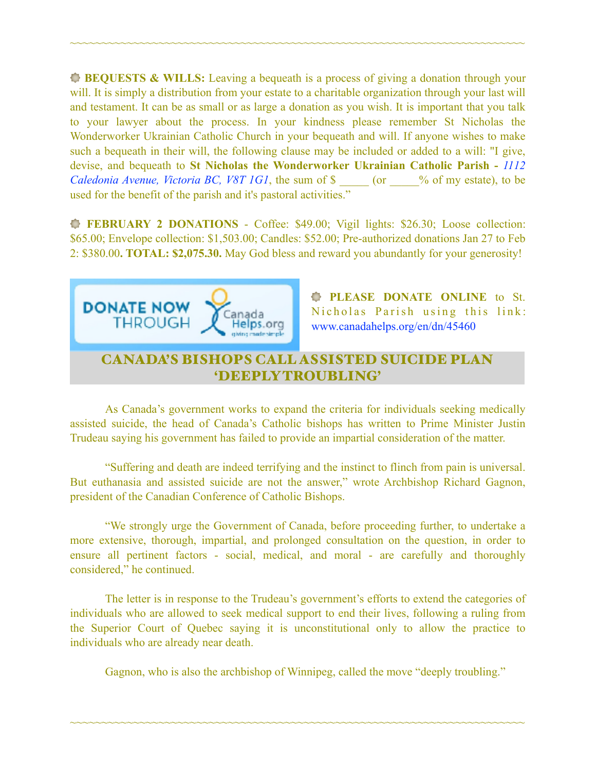**BEQUESTS & WILLS:** Leaving a bequeath is a process of giving a donation through your will. It is simply a distribution from your estate to a charitable organization through your last will and testament. It can be as small or as large a donation as you wish. It is important that you talk to your lawyer about the process. In your kindness please remember St Nicholas the Wonderworker Ukrainian Catholic Church in your bequeath and will. If anyone wishes to make such a bequeath in their will, the following clause may be included or added to a will: "I give, devise, and bequeath to **St Nicholas the Wonderworker Ukrainian Catholic Parish -** *1112 Caledonia Avenue, Victoria BC, V8T 1G1*, the sum of $ _____ (or _____% of my estate), to be used for the benefit of the parish and it's pastoral activities."

**FEBRUARY 2 DONATIONS** - Coffee: $49.00; Vigil lights: $26.30; Loose collection: $65.00; Envelope collection: $1,503.00; Candles: $52.00; Pre-authorized donations Jan 27 to Feb 2: $380.00**. TOTAL: $2,075.30.** May God bless and reward you abundantly for your generosity!

**PLEASE DONATE ONLINE** to St. Nicholas Parish using this link: www.canadahelps.org/en/dn/45460

## CANADA'S BISHOPS CALL ASSISTED SUICIDE PLAN 'DEEPLY TROUBLING'

As Canada's government works to expand the criteria for individuals seeking medically assisted suicide, the head of Canada's Catholic bishops has written to Prime Minister Justin Trudeau saying his government has failed to provide an impartial consideration of the matter.

"Suffering and death are indeed terrifying and the instinct to flinch from pain is universal. But euthanasia and assisted suicide are not the answer," wrote Archbishop Richard Gagnon, president of the Canadian Conference of Catholic Bishops.

"We strongly urge the Government of Canada, before proceeding further, to undertake a more extensive, thorough, impartial, and prolonged consultation on the question, in order to ensure all pertinent factors - social, medical, and moral - are carefully and thoroughly considered," he continued.

The letter is in response to the Trudeau's government's efforts to extend the categories of individuals who are allowed to seek medical support to end their lives, following a ruling from the Superior Court of Quebec saying it is unconstitutional only to allow the practice to individuals who are already near death.

Gagnon, who is also the archbishop of Winnipeg, called the move "deeply troubling."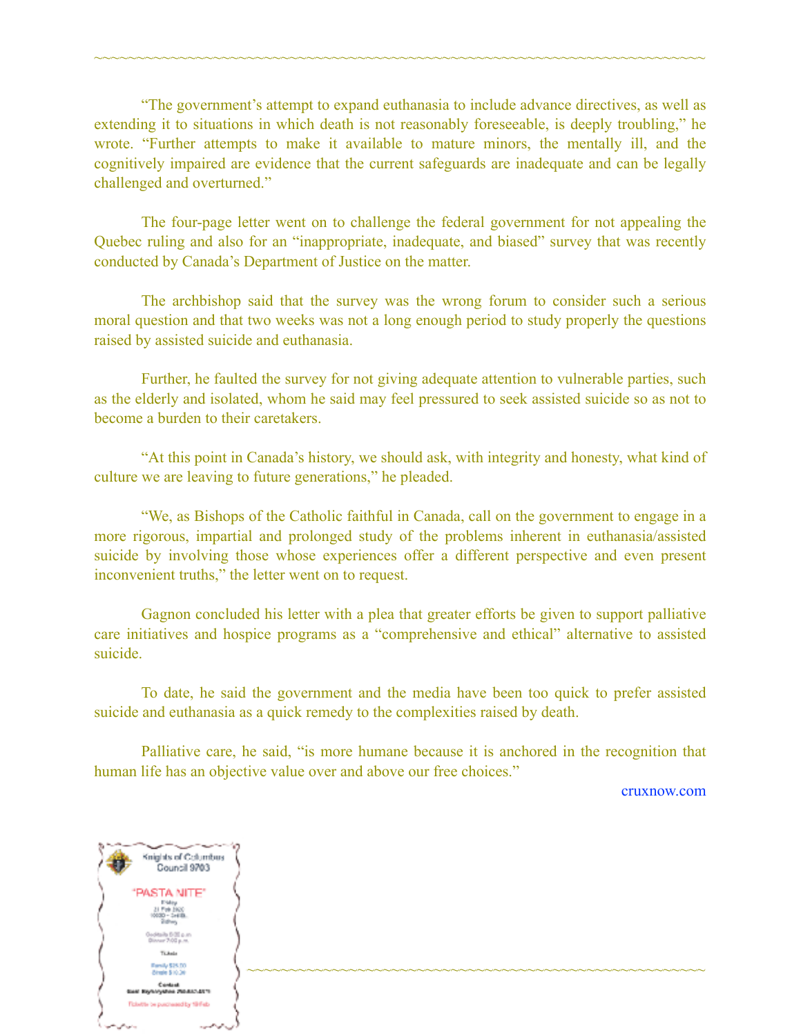~~~~~~~~~~~~~~~~~~~~~~~~~~~~~~~~~~~~~~~~~~~~~~~~~~~~~~~~~~~~~~~~~~~~~~~~

"The government's attempt to expand euthanasia to include advance directives, as well as extending it to situations in which death is not reasonably foreseeable, is deeply troubling," he wrote. "Further attempts to make it available to mature minors, the mentally ill, and the cognitively impaired are evidence that the current safeguards are inadequate and can be legally challenged and overturned."

The four-page letter went on to challenge the federal government for not appealing the Quebec ruling and also for an "inappropriate, inadequate, and biased" survey that was recently conducted by Canada's Department of Justice on the matter.

The archbishop said that the survey was the wrong forum to consider such a serious moral question and that two weeks was not a long enough period to study properly the questions raised by assisted suicide and euthanasia.

Further, he faulted the survey for not giving adequate attention to vulnerable parties, such as the elderly and isolated, whom he said may feel pressured to seek assisted suicide so as not to become a burden to their caretakers.

"At this point in Canada's history, we should ask, with integrity and honesty, what kind of culture we are leaving to future generations," he pleaded.

"We, as Bishops of the Catholic faithful in Canada, call on the government to engage in a more rigorous, impartial and prolonged study of the problems inherent in euthanasia/assisted suicide by involving those whose experiences offer a different perspective and even present inconvenient truths," the letter went on to request.

Gagnon concluded his letter with a plea that greater efforts be given to support palliative care initiatives and hospice programs as a "comprehensive and ethical" alternative to assisted suicide.

To date, he said the government and the media have been too quick to prefer assisted suicide and euthanasia as a quick remedy to the complexities raised by death.

Palliative care, he said, "is more humane because it is anchored in the recognition that human life has an objective value over and above our free choices."

cruxnow.com

Knights of Columbus Council 9703

"PASTA NITE"

~~~~~~~~~~~~~~~~~~~~~~~~~~~~~~~~~~~~~~~~~~~~~~~~~~~~~~~~~~~~~~~~~~~~~~~~